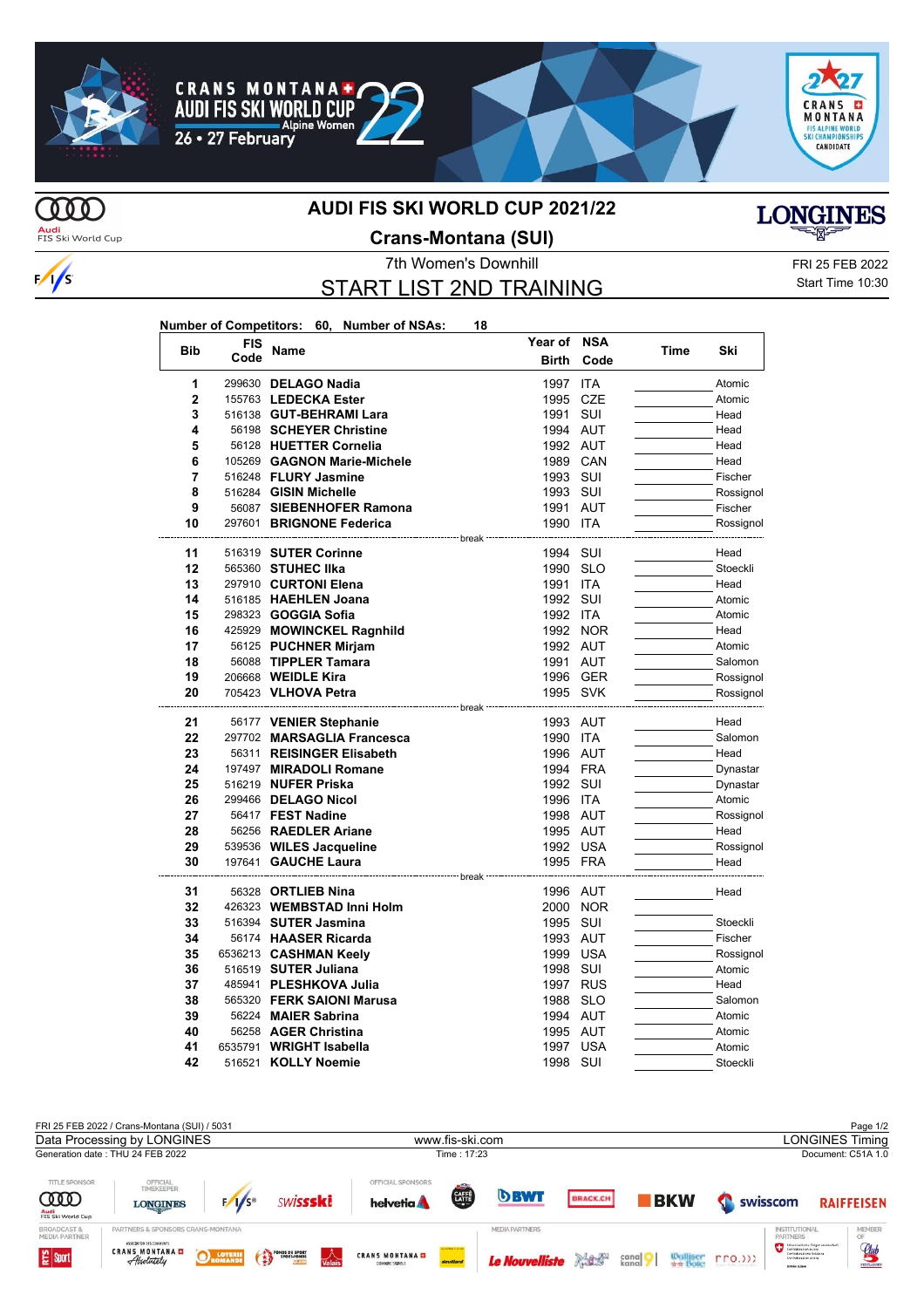# AUDI FIS SKI WORLD CUP 2021/22

## Crans-Montana (SUI)

7th Women's Downhill

FRI 25 FEB 2022

Start Time 10:30

## START LIST 2ND TRAINING

**Number of Competitors: 60, Number of NSAs: 18**

| Bib | FIS Code | Name | Year of Birth | NSA Code | Time | Ski |
|---|---|---|---|---|---|---|
| 1 | 299630 | **DELAGO Nadia** | 1997 | ITA | | Atomic |
| 2 | 155763 | **LEDECKA Ester** | 1995 | CZE | | Atomic |
| 3 | 516138 | **GUT-BEHRAMI Lara** | 1991 | SUI | | Head |
| 4 | 56198 | **SCHEYER Christine** | 1994 | AUT | | Head |
| 5 | 56128 | **HUETTER Cornelia** | 1992 | AUT | | Head |
| 6 | 105269 | **GAGNON Marie-Michele** | 1989 | CAN | | Head |
| 7 | 516248 | **FLURY Jasmine** | 1993 | SUI | | Fischer |
| 8 | 516284 | **GISIN Michelle** | 1993 | SUI | | Rossignol |
| 9 | 56087 | **SIEBENHOFER Ramona** | 1991 | AUT | | Fischer |
| 10 | 297601 | **BRIGNONE Federica** | 1990 | ITA | | Rossignol |
| | | break | | | | |
| 11 | 516319 | **SUTER Corinne** | 1994 | SUI | | Head |
| 12 | 565360 | **STUHEC Ilka** | 1990 | SLO | | Stoeckli |
| 13 | 297910 | **CURTONI Elena** | 1991 | ITA | | Head |
| 14 | 516185 | **HAEHLEN Joana** | 1992 | SUI | | Atomic |
| 15 | 298323 | **GOGGIA Sofia** | 1992 | ITA | | Atomic |
| 16 | 425929 | **MOWINCKEL Ragnhild** | 1992 | NOR | | Head |
| 17 | 56125 | **PUCHNER Mirjam** | 1992 | AUT | | Atomic |
| 18 | 56088 | **TIPPLER Tamara** | 1991 | AUT | | Salomon |
| 19 | 206668 | **WEIDLE Kira** | 1996 | GER | | Rossignol |
| 20 | 705423 | **VLHOVA Petra** | 1995 | SVK | | Rossignol |
| | | break | | | | |
| 21 | 56177 | **VENIER Stephanie** | 1993 | AUT | | Head |
| 22 | 297702 | **MARSAGLIA Francesca** | 1990 | ITA | | Salomon |
| 23 | 56311 | **REISINGER Elisabeth** | 1996 | AUT | | Head |
| 24 | 197497 | **MIRADOLI Romane** | 1994 | FRA | | Dynastar |
| 25 | 516219 | **NUFER Priska** | 1992 | SUI | | Dynastar |
| 26 | 299466 | **DELAGO Nicol** | 1996 | ITA | | Atomic |
| 27 | 56417 | **FEST Nadine** | 1998 | AUT | | Rossignol |
| 28 | 56256 | **RAEDLER Ariane** | 1995 | AUT | | Head |
| 29 | 539536 | **WILES Jacqueline** | 1992 | USA | | Rossignol |
| 30 | 197641 | **GAUCHE Laura** | 1995 | FRA | | Head |
| | | break | | | | |
| 31 | 56328 | **ORTLIEB Nina** | 1996 | AUT | | Head |
| 32 | 426323 | **WEMBSTAD Inni Holm** | 2000 | NOR | | |
| 33 | 516394 | **SUTER Jasmina** | 1995 | SUI | | Stoeckli |
| 34 | 56174 | **HAASER Ricarda** | 1993 | AUT | | Fischer |
| 35 | 6536213 | **CASHMAN Keely** | 1999 | USA | | Rossignol |
| 36 | 516519 | **SUTER Juliana** | 1998 | SUI | | Atomic |
| 37 | 485941 | **PLESHKOVA Julia** | 1997 | RUS | | Head |
| 38 | 565320 | **FERK SAIONI Marusa** | 1988 | SLO | | Salomon |
| 39 | 56224 | **MAIER Sabrina** | 1994 | AUT | | Atomic |
| 40 | 56258 | **AGER Christina** | 1995 | AUT | | Atomic |
| 41 | 6535791 | **WRIGHT Isabella** | 1997 | USA | | Atomic |
| 42 | 516521 | **KOLLY Noemie** | 1998 | SUI | | Stoeckli |

FRI 25 FEB 2022 / Crans-Montana (SUI) / 5031

Data Processing by LONGINES — www.fis-ski.com — LONGINES Timing

Generation date : THU 24 FEB 2022 — Time : 17:23 — Document: C51A 1.0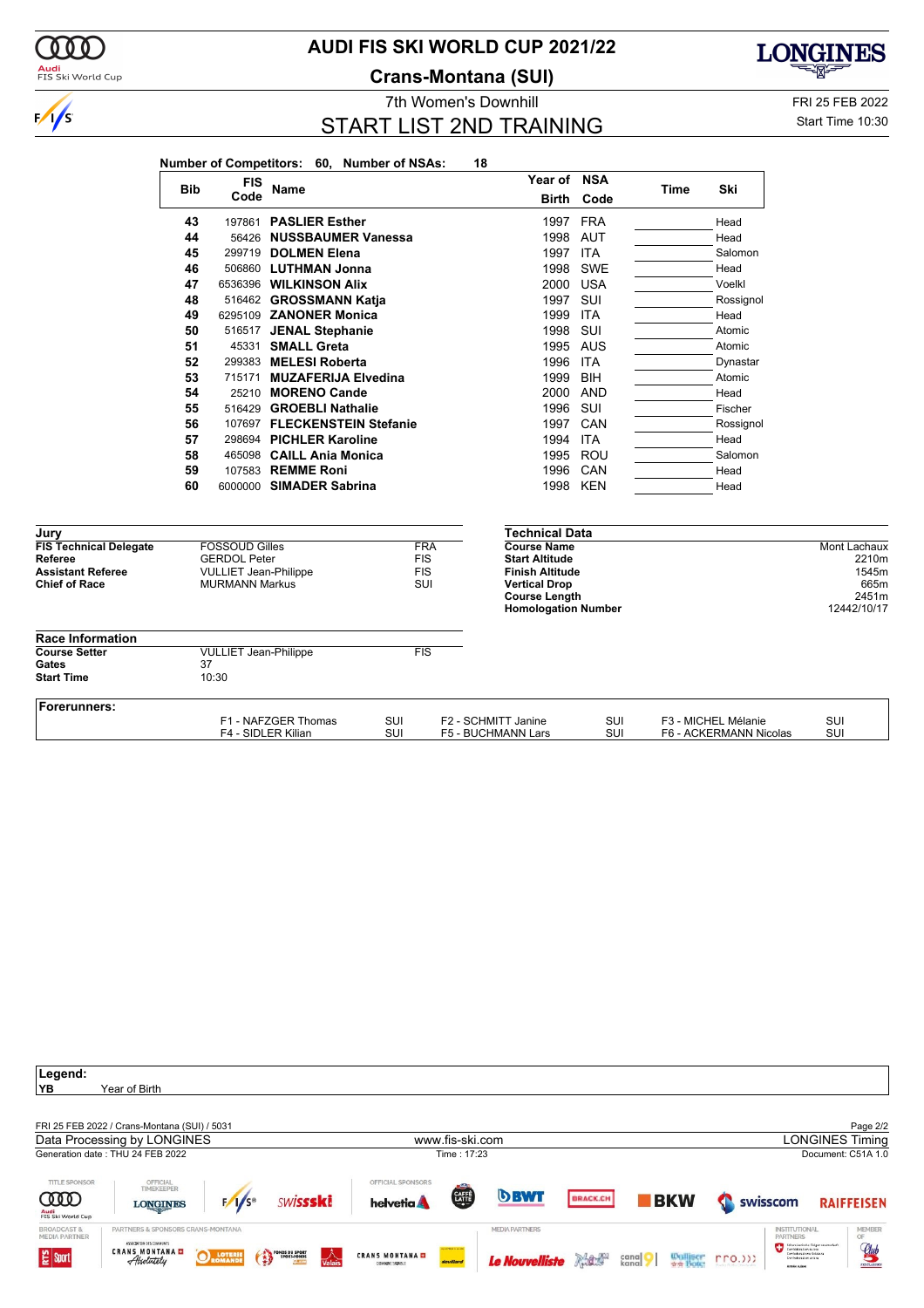# AUDI FIS SKI WORLD CUP 2021/22

## Crans-Montana (SUI)

7th Women's Downhill

FRI 25 FEB 2022

## START LIST 2ND TRAINING

Start Time 10:30

**Number of Competitors:** 60, **Number of NSAs:** 18

| Bib | FIS Code | Name | Year of Birth | NSA Code | Time | Ski |
|---|---|---|---|---|---|---|
| 43 | 197861 | **PASLIER Esther** | 1997 | FRA | | Head |
| 44 | 56426 | **NUSSBAUMER Vanessa** | 1998 | AUT | | Head |
| 45 | 299719 | **DOLMEN Elena** | 1997 | ITA | | Salomon |
| 46 | 506860 | **LUTHMAN Jonna** | 1998 | SWE | | Head |
| 47 | 6536396 | **WILKINSON Alix** | 2000 | USA | | Voelkl |
| 48 | 516462 | **GROSSMANN Katja** | 1997 | SUI | | Rossignol |
| 49 | 6295109 | **ZANONER Monica** | 1999 | ITA | | Head |
| 50 | 516517 | **JENAL Stephanie** | 1998 | SUI | | Atomic |
| 51 | 45331 | **SMALL Greta** | 1995 | AUS | | Atomic |
| 52 | 299383 | **MELESI Roberta** | 1996 | ITA | | Dynastar |
| 53 | 715171 | **MUZAFERIJA Elvedina** | 1999 | BIH | | Atomic |
| 54 | 25210 | **MORENO Cande** | 2000 | AND | | Head |
| 55 | 516429 | **GROEBLI Nathalie** | 1996 | SUI | | Fischer |
| 56 | 107697 | **FLECKENSTEIN Stefanie** | 1997 | CAN | | Rossignol |
| 57 | 298694 | **PICHLER Karoline** | 1994 | ITA | | Head |
| 58 | 465098 | **CAILL Ania Monica** | 1995 | ROU | | Salomon |
| 59 | 107583 | **REMME Roni** | 1996 | CAN | | Head |
| 60 | 6000000 | **SIMADER Sabrina** | 1998 | KEN | | Head |

### Jury

| | | |
|---|---|---|
| **FIS Technical Delegate** | FOSSOUD Gilles | FRA |
| **Referee** | GERDOL Peter | FIS |
| **Assistant Referee** | VULLIET Jean-Philippe | FIS |
| **Chief of Race** | MURMANN Markus | SUI |

### Technical Data

| | |
|---|---|
| **Course Name** | Mont Lachaux |
| **Start Altitude** | 2210m |
| **Finish Altitude** | 1545m |
| **Vertical Drop** | 665m |
| **Course Length** | 2451m |
| **Homologation Number** | 12442/10/17 |

### Race Information

| | | |
|---|---|---|
| **Course Setter** | VULLIET Jean-Philippe | FIS |
| **Gates** | 37 | |
| **Start Time** | 10:30 | |

### Forerunners:

| | | | | | |
|---|---|---|---|---|---|
| F1 - NAFZGER Thomas | SUI | F2 - SCHMITT Janine | SUI | F3 - MICHEL Mélanie | SUI |
| F4 - SIDLER Kilian | SUI | F5 - BUCHMANN Lars | SUI | F6 - ACKERMANN Nicolas | SUI |

**Legend:**
**YB** Year of Birth

FRI 25 FEB 2022 / Crans-Montana (SUI) / 5031
Data Processing by LONGINES — www.fis-ski.com — LONGINES Timing
Generation date : THU 24 FEB 2022 — Time : 17:23 — Document: C51A 1.0